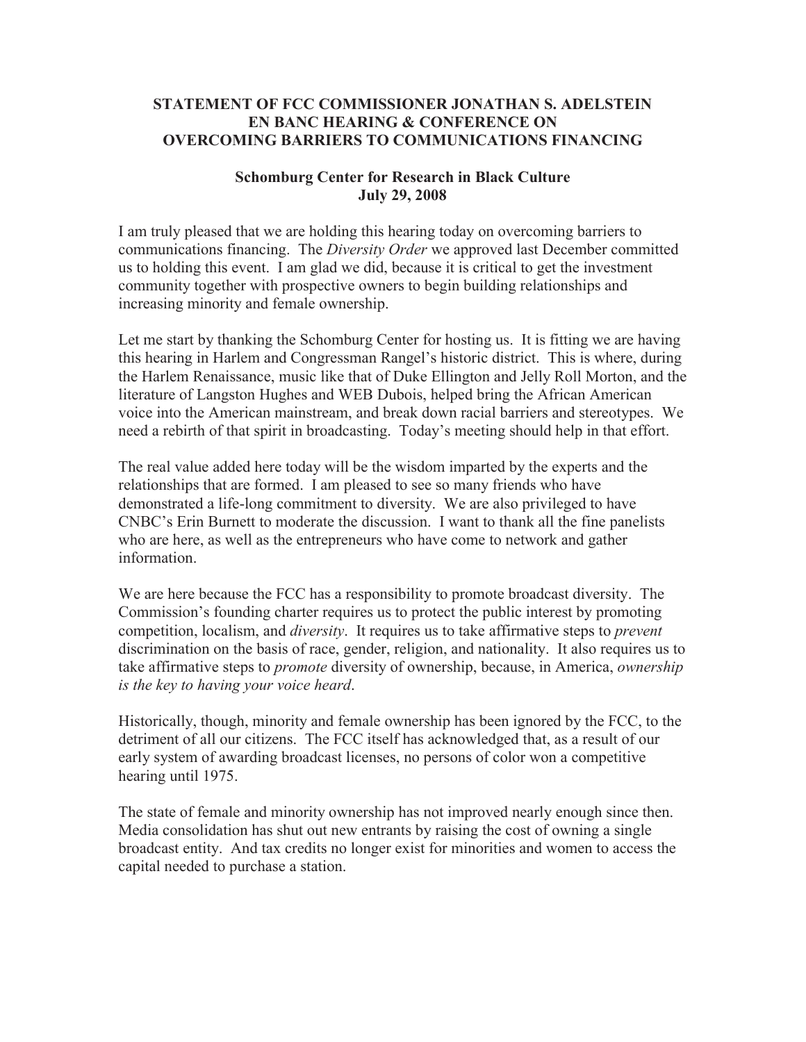## STATEMENT OF FCC COMMISSIONER JONATHAN S. ADELSTEIN EN BANC HEARING & CONFERENCE ON OVERCOMING BARRIERS TO COMMUNICATIONS FINANCING

### Schomburg Center for Research in Black Culture July 29, 2008

I am truly pleased that we are holding this hearing today on overcoming barriers to communications financing. The *Diversity Order* we approved last December committed us to holding this event. I am glad we did, because it is critical to get the investment community together with prospective owners to begin building relationships and increasing minority and female ownership.

Let me start by thanking the Schomburg Center for hosting us. It is fitting we are having this hearing in Harlem and Congressman Rangel's historic district. This is where, during the Harlem Renaissance, music like that of Duke Ellington and Jelly Roll Morton, and the literature of Langston Hughes and WEB Dubois, helped bring the African American voice into the American mainstream, and break down racial barriers and stereotypes. We need a rebirth of that spirit in broadcasting. Today's meeting should help in that effort.

The real value added here today will be the wisdom imparted by the experts and the relationships that are formed. I am pleased to see so many friends who have demonstrated a life-long commitment to diversity. We are also privileged to have CNBC's Erin Burnett to moderate the discussion. I want to thank all the fine panelists who are here, as well as the entrepreneurs who have come to network and gather information.

We are here because the FCC has a responsibility to promote broadcast diversity. The Commission's founding charter requires us to protect the public interest by promoting competition, localism, and *diversity*. It requires us to take affirmative steps to *prevent* discrimination on the basis of race, gender, religion, and nationality. It also requires us to take affirmative steps to *promote* diversity of ownership, because, in America, *ownership is the key to having your voice heard*.

Historically, though, minority and female ownership has been ignored by the FCC, to the detriment of all our citizens. The FCC itself has acknowledged that, as a result of our early system of awarding broadcast licenses, no persons of color won a competitive hearing until 1975.

The state of female and minority ownership has not improved nearly enough since then. Media consolidation has shut out new entrants by raising the cost of owning a single broadcast entity. And tax credits no longer exist for minorities and women to access the capital needed to purchase a station.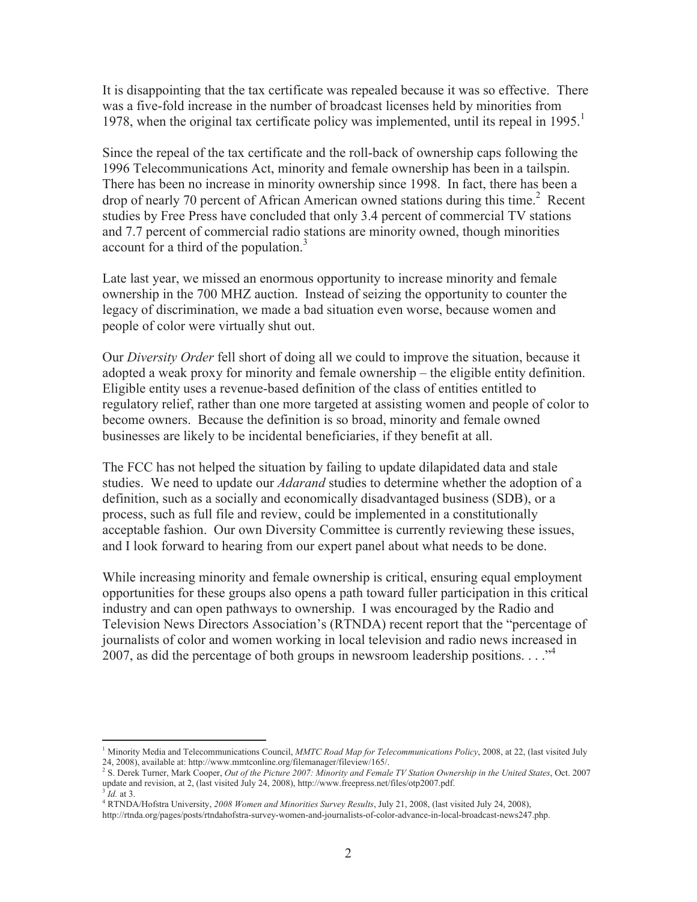It is disappointing that the tax certificate was repealed because it was so effective. There was a five-fold increase in the number of broadcast licenses held by minorities from 1978, when the original tax certificate policy was implemented, until its repeal in 1995.[1]

Since the repeal of the tax certificate and the roll-back of ownership caps following the 1996 Telecommunications Act, minority and female ownership has been in a tailspin. There has been no increase in minority ownership since 1998. In fact, there has been a drop of nearly 70 percent of African American owned stations during this time.[2] Recent studies by Free Press have concluded that only 3.4 percent of commercial TV stations and 7.7 percent of commercial radio stations are minority owned, though minorities account for a third of the population.[3]

Late last year, we missed an enormous opportunity to increase minority and female ownership in the 700 MHZ auction. Instead of seizing the opportunity to counter the legacy of discrimination, we made a bad situation even worse, because women and people of color were virtually shut out.

Our *Diversity Order* fell short of doing all we could to improve the situation, because it adopted a weak proxy for minority and female ownership – the eligible entity definition. Eligible entity uses a revenue-based definition of the class of entities entitled to regulatory relief, rather than one more targeted at assisting women and people of color to become owners. Because the definition is so broad, minority and female owned businesses are likely to be incidental beneficiaries, if they benefit at all.

The FCC has not helped the situation by failing to update dilapidated data and stale studies. We need to update our *Adarand* studies to determine whether the adoption of a definition, such as a socially and economically disadvantaged business (SDB), or a process, such as full file and review, could be implemented in a constitutionally acceptable fashion. Our own Diversity Committee is currently reviewing these issues, and I look forward to hearing from our expert panel about what needs to be done.

While increasing minority and female ownership is critical, ensuring equal employment opportunities for these groups also opens a path toward fuller participation in this critical industry and can open pathways to ownership. I was encouraged by the Radio and Television News Directors Association's (RTNDA) recent report that the "percentage of journalists of color and women working in local television and radio news increased in 2007, as did the percentage of both groups in newsroom leadership positions. . . ."[4]

---

[1] Minority Media and Telecommunications Council, *MMTC Road Map for Telecommunications Policy*, 2008, at 22, (last visited July 24, 2008), available at: http://www.mmtconline.org/filemanager/fileview/165/.

[2] S. Derek Turner, Mark Cooper, *Out of the Picture 2007: Minority and Female TV Station Ownership in the United States*, Oct. 2007 update and revision, at 2, (last visited July 24, 2008), http://www.freepress.net/files/otp2007.pdf.

[3] *Id.* at 3.

[4] RTNDA/Hofstra University, *2008 Women and Minorities Survey Results*, July 21, 2008, (last visited July 24, 2008), http://rtnda.org/pages/posts/rtndahofstra-survey-women-and-journalists-of-color-advance-in-local-broadcast-news247.php.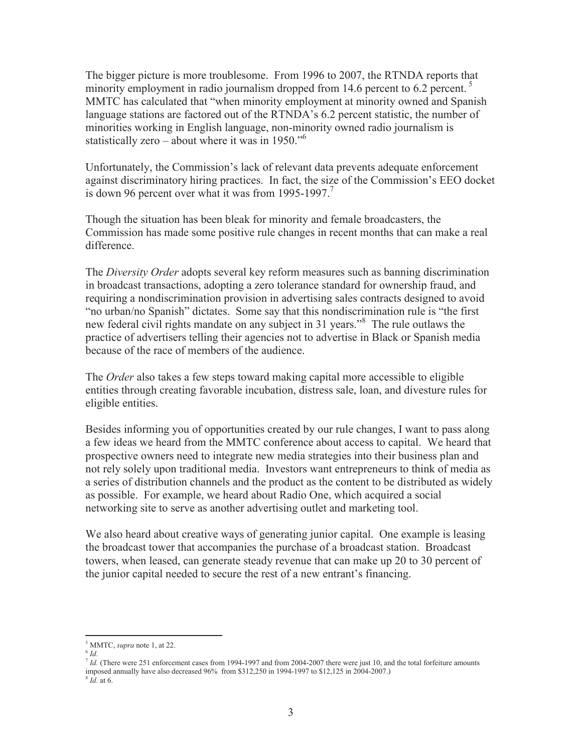The bigger picture is more troublesome. From 1996 to 2007, the RTNDA reports that minority employment in radio journalism dropped from 14.6 percent to 6.2 percent.[5] MMTC has calculated that "when minority employment at minority owned and Spanish language stations are factored out of the RTNDA's 6.2 percent statistic, the number of minorities working in English language, non-minority owned radio journalism is statistically zero – about where it was in 1950."[6]

Unfortunately, the Commission's lack of relevant data prevents adequate enforcement against discriminatory hiring practices. In fact, the size of the Commission's EEO docket is down 96 percent over what it was from 1995-1997.[7]

Though the situation has been bleak for minority and female broadcasters, the Commission has made some positive rule changes in recent months that can make a real difference.

The *Diversity Order* adopts several key reform measures such as banning discrimination in broadcast transactions, adopting a zero tolerance standard for ownership fraud, and requiring a nondiscrimination provision in advertising sales contracts designed to avoid "no urban/no Spanish" dictates. Some say that this nondiscrimination rule is "the first new federal civil rights mandate on any subject in 31 years."[8] The rule outlaws the practice of advertisers telling their agencies not to advertise in Black or Spanish media because of the race of members of the audience.

The *Order* also takes a few steps toward making capital more accessible to eligible entities through creating favorable incubation, distress sale, loan, and divesture rules for eligible entities.

Besides informing you of opportunities created by our rule changes, I want to pass along a few ideas we heard from the MMTC conference about access to capital. We heard that prospective owners need to integrate new media strategies into their business plan and not rely solely upon traditional media. Investors want entrepreneurs to think of media as a series of distribution channels and the product as the content to be distributed as widely as possible. For example, we heard about Radio One, which acquired a social networking site to serve as another advertising outlet and marketing tool.

We also heard about creative ways of generating junior capital. One example is leasing the broadcast tower that accompanies the purchase of a broadcast station. Broadcast towers, when leased, can generate steady revenue that can make up 20 to 30 percent of the junior capital needed to secure the rest of a new entrant's financing.

---

[5] MMTC, *supra* note 1, at 22.

[6] *Id.*

[7] *Id.* (There were 251 enforcement cases from 1994-1997 and from 2004-2007 there were just 10, and the total forfeiture amounts imposed annually have also decreased 96% from $312,250 in 1994-1997 to $12,125 in 2004-2007.)

[8] *Id.* at 6.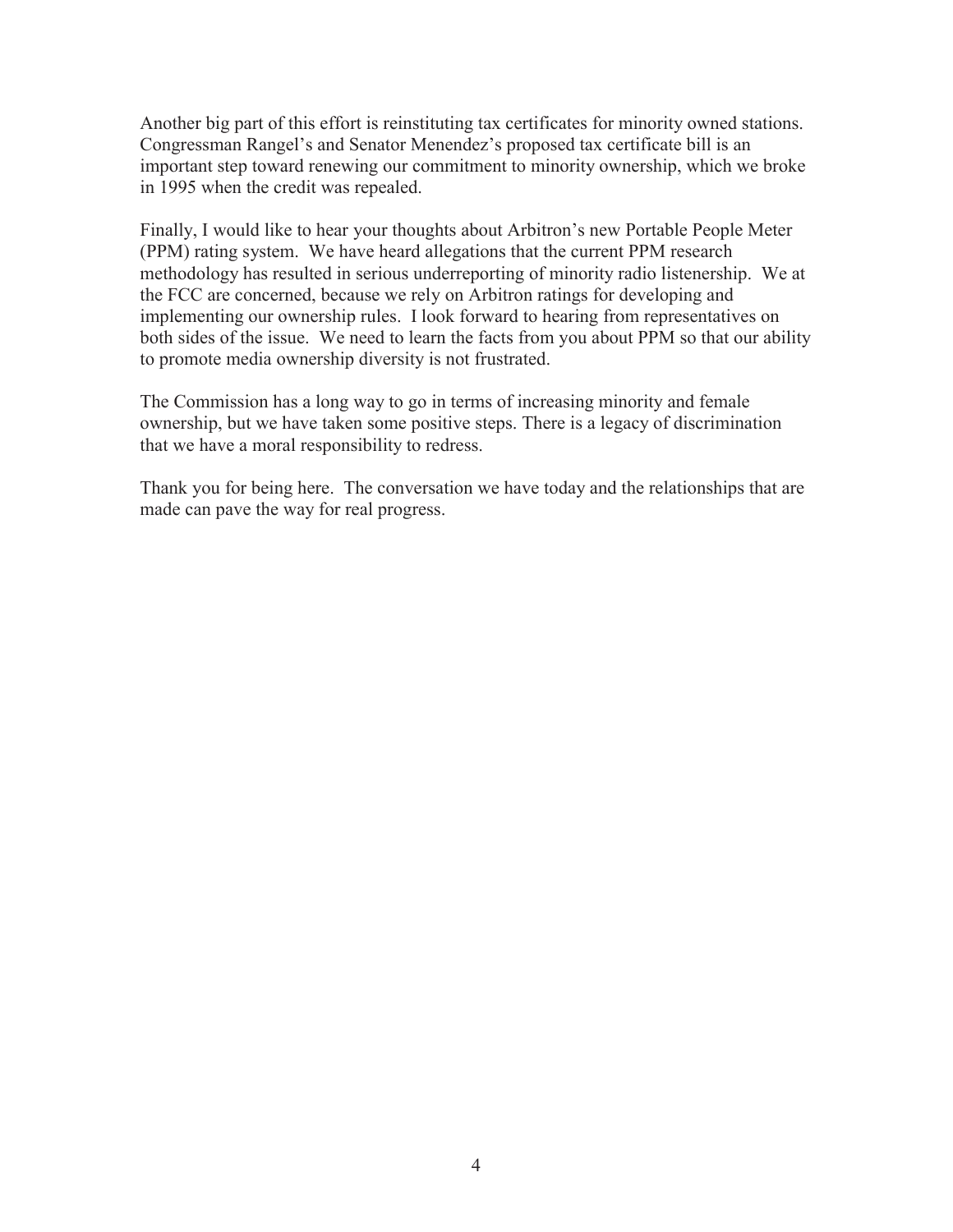Another big part of this effort is reinstituting tax certificates for minority owned stations. Congressman Rangel's and Senator Menendez's proposed tax certificate bill is an important step toward renewing our commitment to minority ownership, which we broke in 1995 when the credit was repealed.

Finally, I would like to hear your thoughts about Arbitron's new Portable People Meter (PPM) rating system. We have heard allegations that the current PPM research methodology has resulted in serious underreporting of minority radio listenership. We at the FCC are concerned, because we rely on Arbitron ratings for developing and implementing our ownership rules. I look forward to hearing from representatives on both sides of the issue. We need to learn the facts from you about PPM so that our ability to promote media ownership diversity is not frustrated.

The Commission has a long way to go in terms of increasing minority and female ownership, but we have taken some positive steps. There is a legacy of discrimination that we have a moral responsibility to redress.

Thank you for being here. The conversation we have today and the relationships that are made can pave the way for real progress.